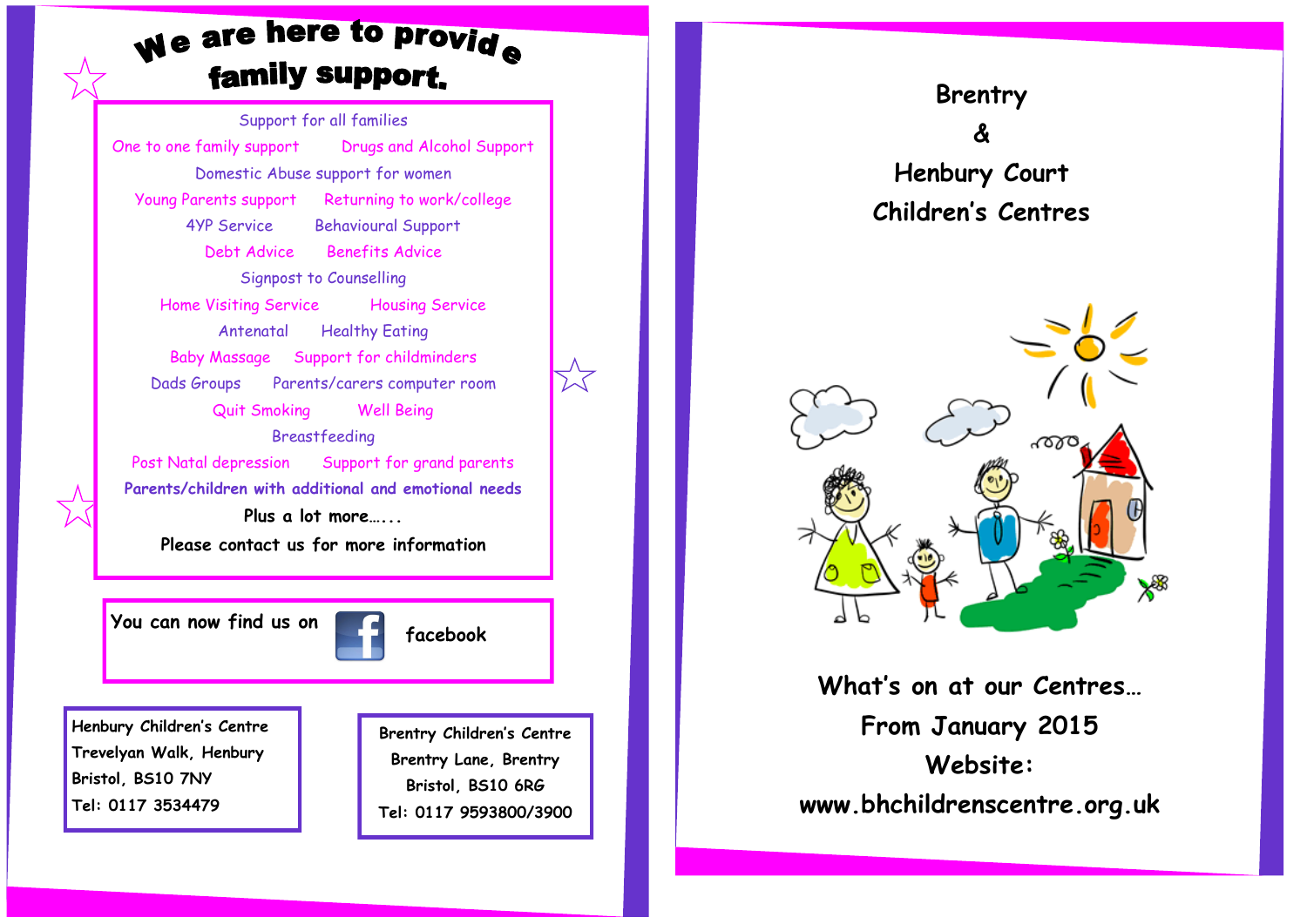# We are here to provide family support.

Support for all families

One to one family support — Drugs and Alcohol Support

Domestic Abuse support for women

Young Parents support — Returning to work/college

4YP Service — Behavioural Support

Debt Advice — Benefits Advice

Signpost to Counselling

Home Visiting Service — Housing Service

Antenatal — Healthy Eating

Baby Massage — Support for childminders

Dads Groups — Parents/carers computer room

Quit Smoking — Well Being

Breastfeeding

Post Natal depression — Support for grand parents

Parents/children with additional and emotional needs

Plus a lot more…...

Please contact us for more information

You can now find us on facebook

**Henbury Children's Centre**
Trevelyan Walk, Henbury
Bristol, BS10 7NY
Tel: 0117 3534479

**Brentry Children's Centre**
Brentry Lane, Brentry
Bristol, BS10 6RG
Tel: 0117 9593800/3900

# Brentry & Henbury Court Children's Centres

## What's on at our Centres…

## From January 2015

## Website: www.bhchildrenscentre.org.uk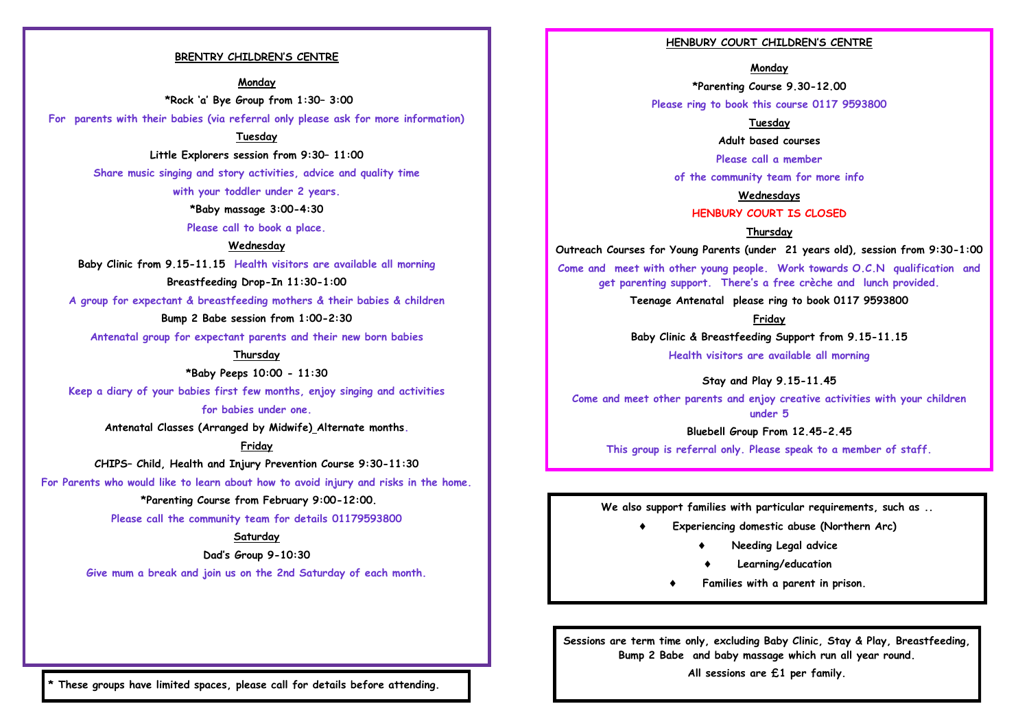## BRENTRY CHILDREN'S CENTRE

**Monday**

*Rock 'a' Bye Group from 1:30– 3:00

For parents with their babies (via referral only please ask for more information)

**Tuesday**

Little Explorers session from 9:30– 11:00

Share music singing and story activities, advice and quality time with your toddler under 2 years.

*Baby massage 3:00-4:30

Please call to book a place.

**Wednesday**

Baby Clinic from 9.15-11.15 Health visitors are available all morning

Breastfeeding Drop-In 11:30-1:00

A group for expectant & breastfeeding mothers & their babies & children

Bump 2 Babe session from 1:00-2:30

Antenatal group for expectant parents and their new born babies

**Thursday**

*Baby Peeps 10:00 - 11:30

Keep a diary of your babies first few months, enjoy singing and activities for babies under one.

Antenatal Classes (Arranged by Midwife)_Alternate months.

**Friday**

CHIPS– Child, Health and Injury Prevention Course 9:30-11:30

For Parents who would like to learn about how to avoid injury and risks in the home.

*Parenting Course from February 9:00-12:00.

Please call the community team for details 01179593800

**Saturday**

Dad's Group 9-10:30

Give mum a break and join us on the 2nd Saturday of each month.

* These groups have limited spaces, please call for details before attending.

## HENBURY COURT CHILDREN'S CENTRE

**Monday**

*Parenting Course 9.30-12.00

Please ring to book this course 0117 9593800

**Tuesday**

Adult based courses

Please call a member of the community team for more info

**Wednesdays**

HENBURY COURT IS CLOSED

**Thursday**

Outreach Courses for Young Parents (under 21 years old), session from 9:30-1:00

Come and meet with other young people. Work towards O.C.N qualification and get parenting support. There's a free crèche and lunch provided.

Teenage Antenatal please ring to book 0117 9593800

**Friday**

Baby Clinic & Breastfeeding Support from 9.15-11.15

Health visitors are available all morning

Stay and Play 9.15-11.45

Come and meet other parents and enjoy creative activities with your children under 5

Bluebell Group From 12.45-2.45

This group is referral only. Please speak to a member of staff.

We also support families with particular requirements, such as ..

- Experiencing domestic abuse (Northern Arc)
- Needing Legal advice
- Learning/education
- Families with a parent in prison.

Sessions are term time only, excluding Baby Clinic, Stay & Play, Breastfeeding, Bump 2 Babe and baby massage which run all year round.

All sessions are £1 per family.